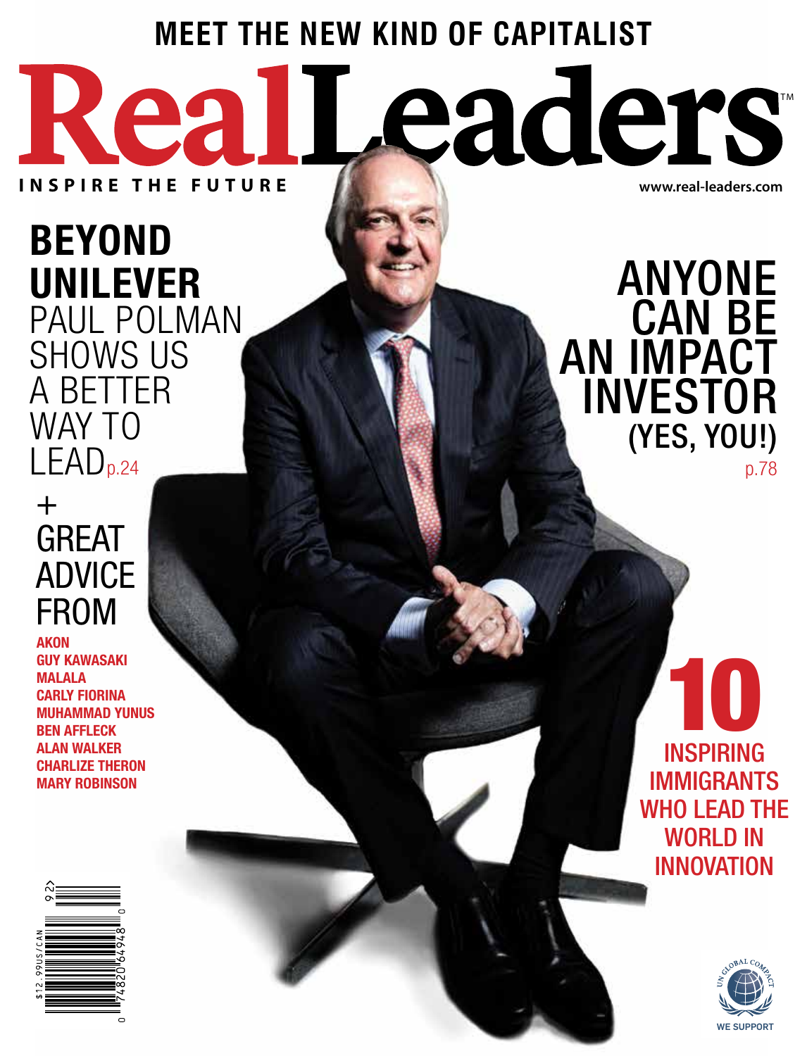MEET THE NEW KIND OF CAPITALIST

# Real Leaders™

INSPIRE THE FUTURE

www.real-leaders.com

## BEYOND UNILEVER

PAUL POLMAN SHOWS US A BETTER WAY TO LEAD p.24

## ANYONE CAN BE AN IMPACT INVESTOR (YES, YOU!)

p.78

+ GREAT ADVICE FROM

- AKON
- GUY KAWASAKI
- MALALA
- CARLY FIORINA
- MUHAMMAD YUNUS
- BEN AFFLECK
- ALAN WALKER
- CHARLIZE THERON
- MARY ROBINSON

## 10 INSPIRING IMMIGRANTS WHO LEAD THE WORLD IN INNOVATION

$12.99US/CAN

UN GLOBAL COMPACT

WE SUPPORT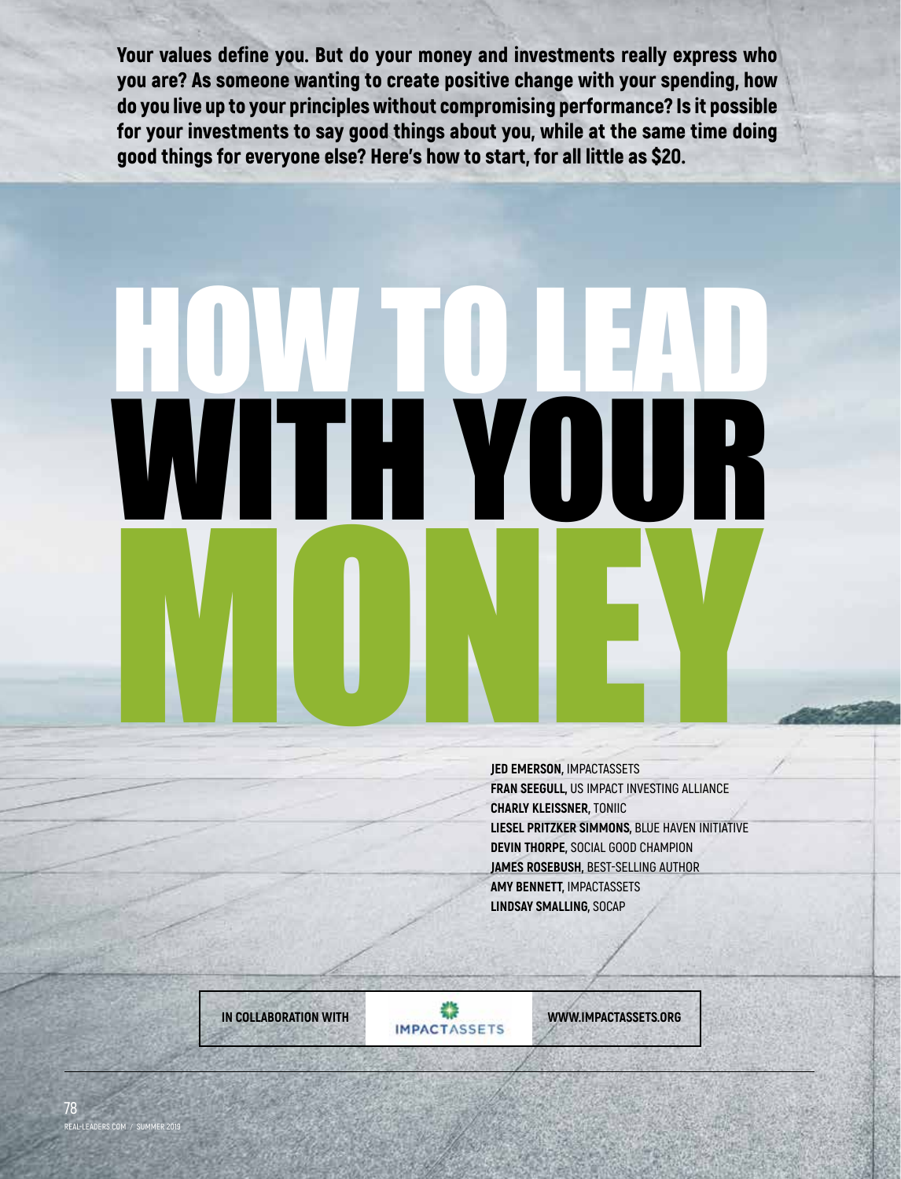**Your values define you. But do your money and investments really express who you are? As someone wanting to create positive change with your spending, how do you live up to your principles without compromising performance? Is it possible for your investments to say good things about you, while at the same time doing good things for everyone else? Here's how to start, for all little as $20.**

# HOW TO LEAD WITH YOUR MONEY

**JED EMERSON,** IMPACTASSETS
**FRAN SEEGULL,** US IMPACT INVESTING ALLIANCE
**CHARLY KLEISSNER,** TONIIC
**LIESEL PRITZKER SIMMONS,** BLUE HAVEN INITIATIVE
**DEVIN THORPE,** SOCIAL GOOD CHAMPION
**JAMES ROSEBUSH,** BEST-SELLING AUTHOR
**AMY BENNETT,** IMPACTASSETS
**LINDSAY SMALLING,** SOCAP

**IN COLLABORATION WITH** IMPACTASSETS **WWW.IMPACTASSETS.ORG**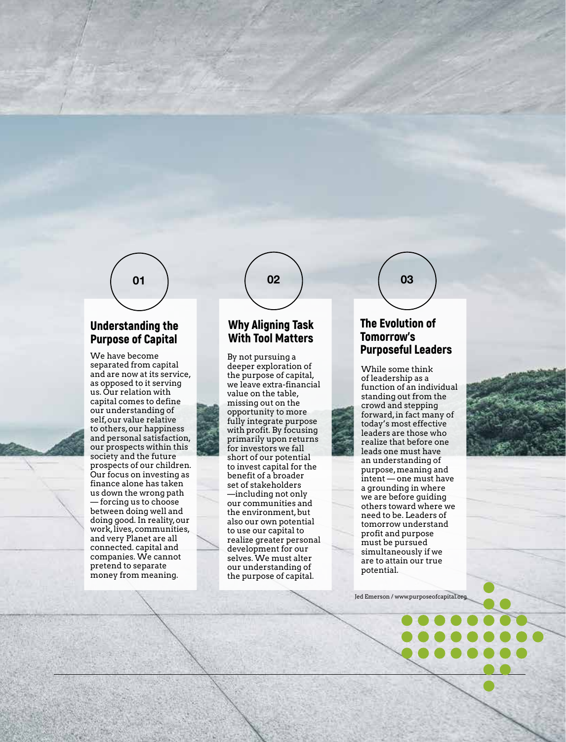01

## Understanding the Purpose of Capital

We have become separated from capital and are now at its service, as opposed to it serving us. Our relation with capital comes to define our understanding of self, our value relative to others, our happiness and personal satisfaction, our prospects within this society and the future prospects of our children. Our focus on investing as finance alone has taken us down the wrong path — forcing us to choose between doing well and doing good. In reality, our work, lives, communities, and very Planet are all connected. capital and companies. We cannot pretend to separate money from meaning.

02

## Why Aligning Task With Tool Matters

By not pursuing a deeper exploration of the purpose of capital, we leave extra-financial value on the table, missing out on the opportunity to more fully integrate purpose with profit. By focusing primarily upon returns for investors we fall short of our potential to invest capital for the benefit of a broader set of stakeholders —including not only our communities and the environment, but also our own potential to use our capital to realize greater personal development for our selves. We must alter our understanding of the purpose of capital.

03

## The Evolution of Tomorrow's Purposeful Leaders

While some think of leadership as a function of an individual standing out from the crowd and stepping forward, in fact many of today's most effective leaders are those who realize that before one leads one must have an understanding of purpose, meaning and intent — one must have a grounding in where we are before guiding others toward where we need to be. Leaders of tomorrow understand profit and purpose must be pursued simultaneously if we are to attain our true potential.

Jed Emerson / www.purposeofcapital.org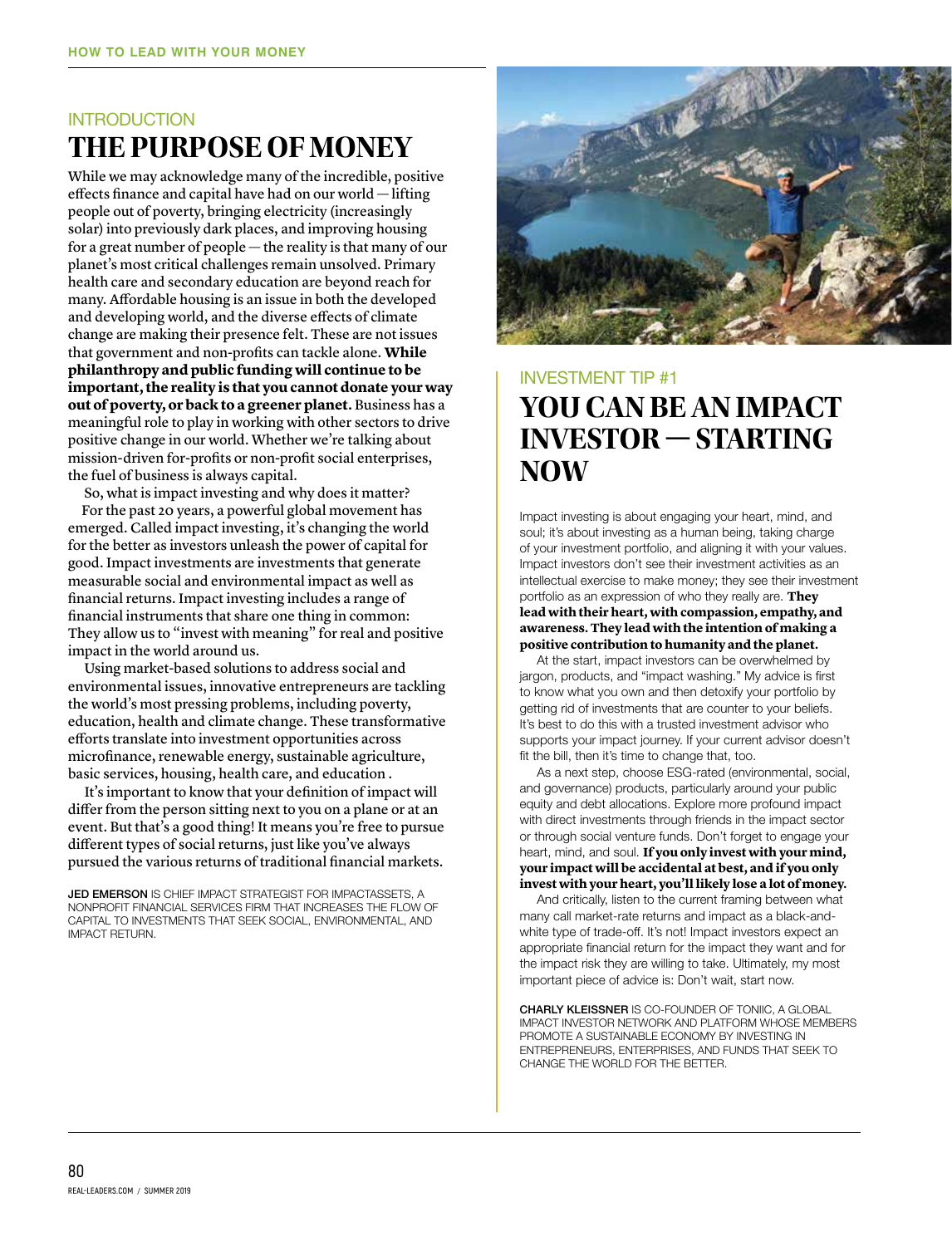## INTRODUCTION

# THE PURPOSE OF MONEY

While we may acknowledge many of the incredible, positive effects finance and capital have had on our world — lifting people out of poverty, bringing electricity (increasingly solar) into previously dark places, and improving housing for a great number of people — the reality is that many of our planet's most critical challenges remain unsolved. Primary health care and secondary education are beyond reach for many. Affordable housing is an issue in both the developed and developing world, and the diverse effects of climate change are making their presence felt. These are not issues that government and non-profits can tackle alone. **While philanthropy and public funding will continue to be important, the reality is that you cannot donate your way out of poverty, or back to a greener planet.** Business has a meaningful role to play in working with other sectors to drive positive change in our world. Whether we're talking about mission-driven for-profits or non-profit social enterprises, the fuel of business is always capital.

So, what is impact investing and why does it matter?

For the past 20 years, a powerful global movement has emerged. Called impact investing, it's changing the world for the better as investors unleash the power of capital for good. Impact investments are investments that generate measurable social and environmental impact as well as financial returns. Impact investing includes a range of financial instruments that share one thing in common: They allow us to "invest with meaning" for real and positive impact in the world around us.

Using market-based solutions to address social and environmental issues, innovative entrepreneurs are tackling the world's most pressing problems, including poverty, education, health and climate change. These transformative efforts translate into investment opportunities across microfinance, renewable energy, sustainable agriculture, basic services, housing, health care, and education .

It's important to know that your definition of impact will differ from the person sitting next to you on a plane or at an event. But that's a good thing! It means you're free to pursue different types of social returns, just like you've always pursued the various returns of traditional financial markets.

JED EMERSON IS CHIEF IMPACT STRATEGIST FOR IMPACTASSETS, A NONPROFIT FINANCIAL SERVICES FIRM THAT INCREASES THE FLOW OF CAPITAL TO INVESTMENTS THAT SEEK SOCIAL, ENVIRONMENTAL, AND IMPACT RETURN.

## INVESTMENT TIP #1

# YOU CAN BE AN IMPACT INVESTOR — STARTING NOW

Impact investing is about engaging your heart, mind, and soul; it's about investing as a human being, taking charge of your investment portfolio, and aligning it with your values. Impact investors don't see their investment activities as an intellectual exercise to make money; they see their investment portfolio as an expression of who they really are. **They lead with their heart, with compassion, empathy, and awareness. They lead with the intention of making a positive contribution to humanity and the planet.**

At the start, impact investors can be overwhelmed by jargon, products, and "impact washing." My advice is first to know what you own and then detoxify your portfolio by getting rid of investments that are counter to your beliefs. It's best to do this with a trusted investment advisor who supports your impact journey. If your current advisor doesn't fit the bill, then it's time to change that, too.

As a next step, choose ESG-rated (environmental, social, and governance) products, particularly around your public equity and debt allocations. Explore more profound impact with direct investments through friends in the impact sector or through social venture funds. Don't forget to engage your heart, mind, and soul. **If you only invest with your mind, your impact will be accidental at best, and if you only invest with your heart, you'll likely lose a lot of money.**

And critically, listen to the current framing between what many call market-rate returns and impact as a black-and-white type of trade-off. It's not! Impact investors expect an appropriate financial return for the impact they want and for the impact risk they are willing to take. Ultimately, my most important piece of advice is: Don't wait, start now.

CHARLY KLEISSNER IS CO-FOUNDER OF TONIIC, A GLOBAL IMPACT INVESTOR NETWORK AND PLATFORM WHOSE MEMBERS PROMOTE A SUSTAINABLE ECONOMY BY INVESTING IN ENTREPRENEURS, ENTERPRISES, AND FUNDS THAT SEEK TO CHANGE THE WORLD FOR THE BETTER.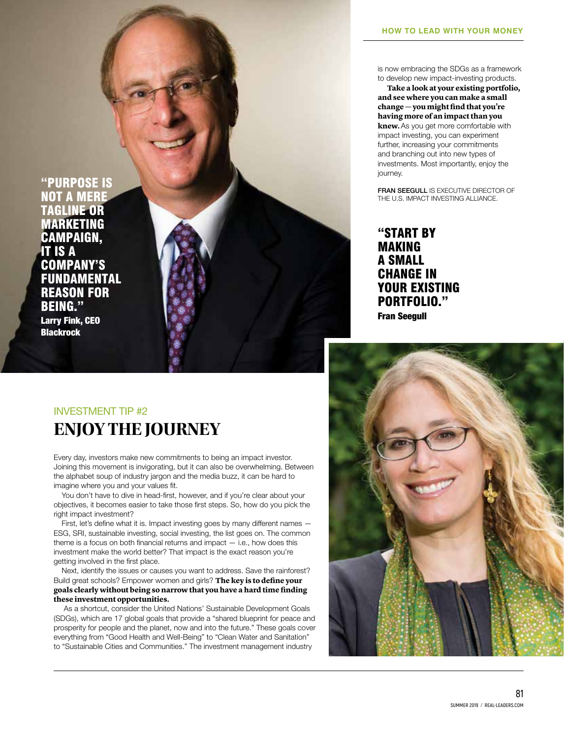"PURPOSE IS NOT A MERE TAGLINE OR MARKETING CAMPAIGN, IT IS A COMPANY'S FUNDAMENTAL REASON FOR BEING."
**Larry Fink, CEO Blackrock**

INVESTMENT TIP #2

## ENJOY THE JOURNEY

Every day, investors make new commitments to being an impact investor. Joining this movement is invigorating, but it can also be overwhelming. Between the alphabet soup of industry jargon and the media buzz, it can be hard to imagine where you and your values fit.

You don't have to dive in head-first, however, and if you're clear about your objectives, it becomes easier to take those first steps. So, how do you pick the right impact investment?

First, let's define what it is. Impact investing goes by many different names — ESG, SRI, sustainable investing, social investing, the list goes on. The common theme is a focus on both financial returns and impact — i.e., how does this investment make the world better? That impact is the exact reason you're getting involved in the first place.

Next, identify the issues or causes you want to address. Save the rainforest? Build great schools? Empower women and girls? **The key is to define your goals clearly without being so narrow that you have a hard time finding these investment opportunities.**

As a shortcut, consider the United Nations' Sustainable Development Goals (SDGs), which are 17 global goals that provide a "shared blueprint for peace and prosperity for people and the planet, now and into the future." These goals cover everything from "Good Health and Well-Being" to "Clean Water and Sanitation" to "Sustainable Cities and Communities." The investment management industry is now embracing the SDGs as a framework to develop new impact-investing products.

**Take a look at your existing portfolio, and see where you can make a small change — you might find that you're having more of an impact than you knew.** As you get more comfortable with impact investing, you can experiment further, increasing your commitments and branching out into new types of investments. Most importantly, enjoy the journey.

FRAN SEEGULL IS EXECUTIVE DIRECTOR OF THE U.S. IMPACT INVESTING ALLIANCE.

"START BY MAKING A SMALL CHANGE IN YOUR EXISTING PORTFOLIO."
**Fran Seegull**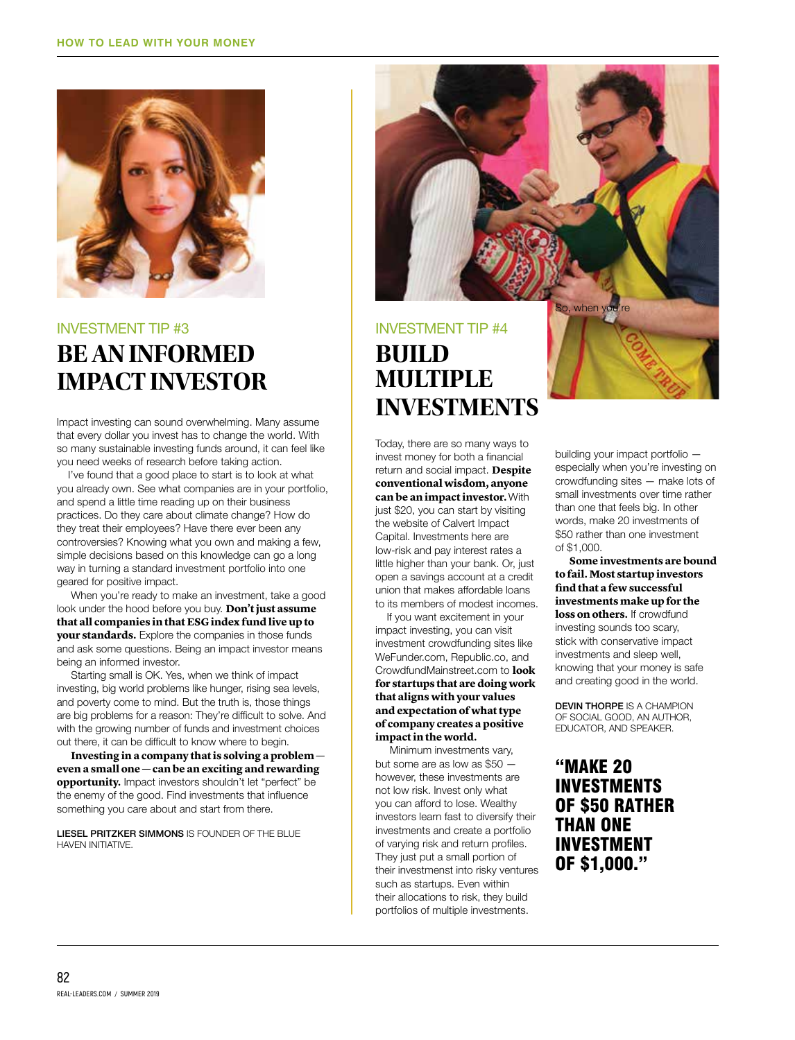## INVESTMENT TIP #3

# BE AN INFORMED IMPACT INVESTOR

Impact investing can sound overwhelming. Many assume that every dollar you invest has to change the world. With so many sustainable investing funds around, it can feel like you need weeks of research before taking action.

I've found that a good place to start is to look at what you already own. See what companies are in your portfolio, and spend a little time reading up on their business practices. Do they care about climate change? How do they treat their employees? Have there ever been any controversies? Knowing what you own and making a few, simple decisions based on this knowledge can go a long way in turning a standard investment portfolio into one geared for positive impact.

When you're ready to make an investment, take a good look under the hood before you buy. **Don't just assume that all companies in that ESG index fund live up to your standards.** Explore the companies in those funds and ask some questions. Being an impact investor means being an informed investor.

Starting small is OK. Yes, when we think of impact investing, big world problems like hunger, rising sea levels, and poverty come to mind. But the truth is, those things are big problems for a reason: They're difficult to solve. And with the growing number of funds and investment choices out there, it can be difficult to know where to begin.

**Investing in a company that is solving a problem — even a small one — can be an exciting and rewarding opportunity.** Impact investors shouldn't let "perfect" be the enemy of the good. Find investments that influence something you care about and start from there.

LIESEL PRITZKER SIMMONS IS FOUNDER OF THE BLUE HAVEN INITIATIVE.

## INVESTMENT TIP #4

# BUILD MULTIPLE INVESTMENTS

Today, there are so many ways to invest money for both a financial return and social impact. **Despite conventional wisdom, anyone can be an impact investor.** With just $20, you can start by visiting the website of Calvert Impact Capital. Investments here are low-risk and pay interest rates a little higher than your bank. Or, just open a savings account at a credit union that makes affordable loans to its members of modest incomes.

If you want excitement in your impact investing, you can visit investment crowdfunding sites like WeFunder.com, Republic.co, and CrowdfundMainstreet.com to **look for startups that are doing work that aligns with your values and expectation of what type of company creates a positive impact in the world.**

Minimum investments vary, but some are as low as $50 — however, these investments are not low risk. Invest only what you can afford to lose. Wealthy investors learn fast to diversify their investments and create a portfolio of varying risk and return profiles. They just put a small portion of their investmenst into risky ventures such as startups. Even within their allocations to risk, they build portfolios of multiple investments.

So, when you're building your impact portfolio — especially when you're investing on crowdfunding sites — make lots of small investments over time rather than one that feels big. In other words, make 20 investments of $50 rather than one investment of $1,000.

**Some investments are bound to fail. Most startup investors find that a few successful investments make up for the loss on others.** If crowdfund investing sounds too scary, stick with conservative impact investments and sleep well, knowing that your money is safe and creating good in the world.

DEVIN THORPE IS A CHAMPION OF SOCIAL GOOD, AN AUTHOR, EDUCATOR, AND SPEAKER.

**"MAKE 20 INVESTMENTS OF $50 RATHER THAN ONE INVESTMENT OF $1,000."**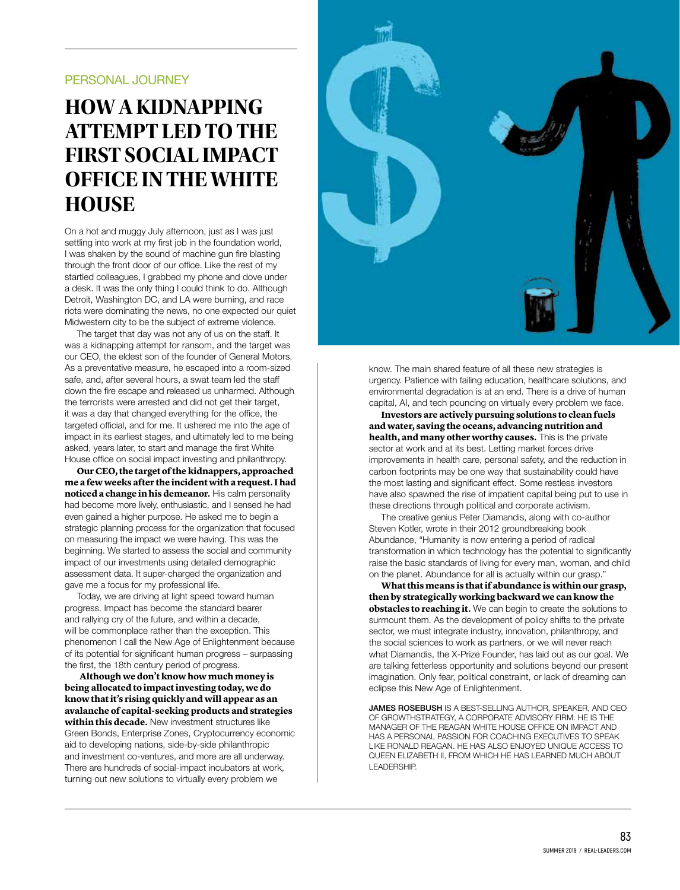PERSONAL JOURNEY

# HOW A KIDNAPPING ATTEMPT LED TO THE FIRST SOCIAL IMPACT OFFICE IN THE WHITE HOUSE

On a hot and muggy July afternoon, just as I was just settling into work at my first job in the foundation world, I was shaken by the sound of machine gun fire blasting through the front door of our office. Like the rest of my startled colleagues, I grabbed my phone and dove under a desk. It was the only thing I could think to do. Although Detroit, Washington DC, and LA were burning, and race riots were dominating the news, no one expected our quiet Midwestern city to be the subject of extreme violence.

The target that day was not any of us on the staff. It was a kidnapping attempt for ransom, and the target was our CEO, the eldest son of the founder of General Motors. As a preventative measure, he escaped into a room-sized safe, and, after several hours, a swat team led the staff down the fire escape and released us unharmed. Although the terrorists were arrested and did not get their target, it was a day that changed everything for the office, the targeted official, and for me. It ushered me into the age of impact in its earliest stages, and ultimately led to me being asked, years later, to start and manage the first White House office on social impact investing and philanthropy.

**Our CEO, the target of the kidnappers, approached me a few weeks after the incident with a request. I had noticed a change in his demeanor.** His calm personality had become more lively, enthusiastic, and I sensed he had even gained a higher purpose. He asked me to begin a strategic planning process for the organization that focused on measuring the impact we were having. This was the beginning. We started to assess the social and community impact of our investments using detailed demographic assessment data. It super-charged the organization and gave me a focus for my professional life.

Today, we are driving at light speed toward human progress. Impact has become the standard bearer and rallying cry of the future, and within a decade, will be commonplace rather than the exception. This phenomenon I call the New Age of Enlightenment because of its potential for significant human progress – surpassing the first, the 18th century period of progress.

**Although we don't know how much money is being allocated to impact investing today, we do know that it's rising quickly and will appear as an avalanche of capital-seeking products and strategies within this decade.** New investment structures like Green Bonds, Enterprise Zones, Cryptocurrency economic aid to developing nations, side-by-side philanthropic and investment co-ventures, and more are all underway. There are hundreds of social-impact incubators at work, turning out new solutions to virtually every problem we know. The main shared feature of all these new strategies is urgency. Patience with failing education, healthcare solutions, and environmental degradation is at an end. There is a drive of human capital, AI, and tech pouncing on virtually every problem we face.

**Investors are actively pursuing solutions to clean fuels and water, saving the oceans, advancing nutrition and health, and many other worthy causes.** This is the private sector at work and at its best. Letting market forces drive improvements in health care, personal safety, and the reduction in carbon footprints may be one way that sustainability could have the most lasting and significant effect. Some restless investors have also spawned the rise of impatient capital being put to use in these directions through political and corporate activism.

The creative genius Peter Diamandis, along with co-author Steven Kotler, wrote in their 2012 groundbreaking book Abundance, "Humanity is now entering a period of radical transformation in which technology has the potential to significantly raise the basic standards of living for every man, woman, and child on the planet. Abundance for all is actually within our grasp."

**What this means is that if abundance is within our grasp, then by strategically working backward we can know the obstacles to reaching it.** We can begin to create the solutions to surmount them. As the development of policy shifts to the private sector, we must integrate industry, innovation, philanthropy, and the social sciences to work as partners, or we will never reach what Diamandis, the X-Prize Founder, has laid out as our goal. We are talking fetterless opportunity and solutions beyond our present imagination. Only fear, political constraint, or lack of dreaming can eclipse this New Age of Enlightenment.

JAMES ROSEBUSH IS A BEST-SELLING AUTHOR, SPEAKER, AND CEO OF GROWTHSTRATEGY, A CORPORATE ADVISORY FIRM. HE IS THE MANAGER OF THE REAGAN WHITE HOUSE OFFICE ON IMPACT AND HAS A PERSONAL PASSION FOR COACHING EXECUTIVES TO SPEAK LIKE RONALD REAGAN. HE HAS ALSO ENJOYED UNIQUE ACCESS TO QUEEN ELIZABETH II, FROM WHICH HE HAS LEARNED MUCH ABOUT LEADERSHIP.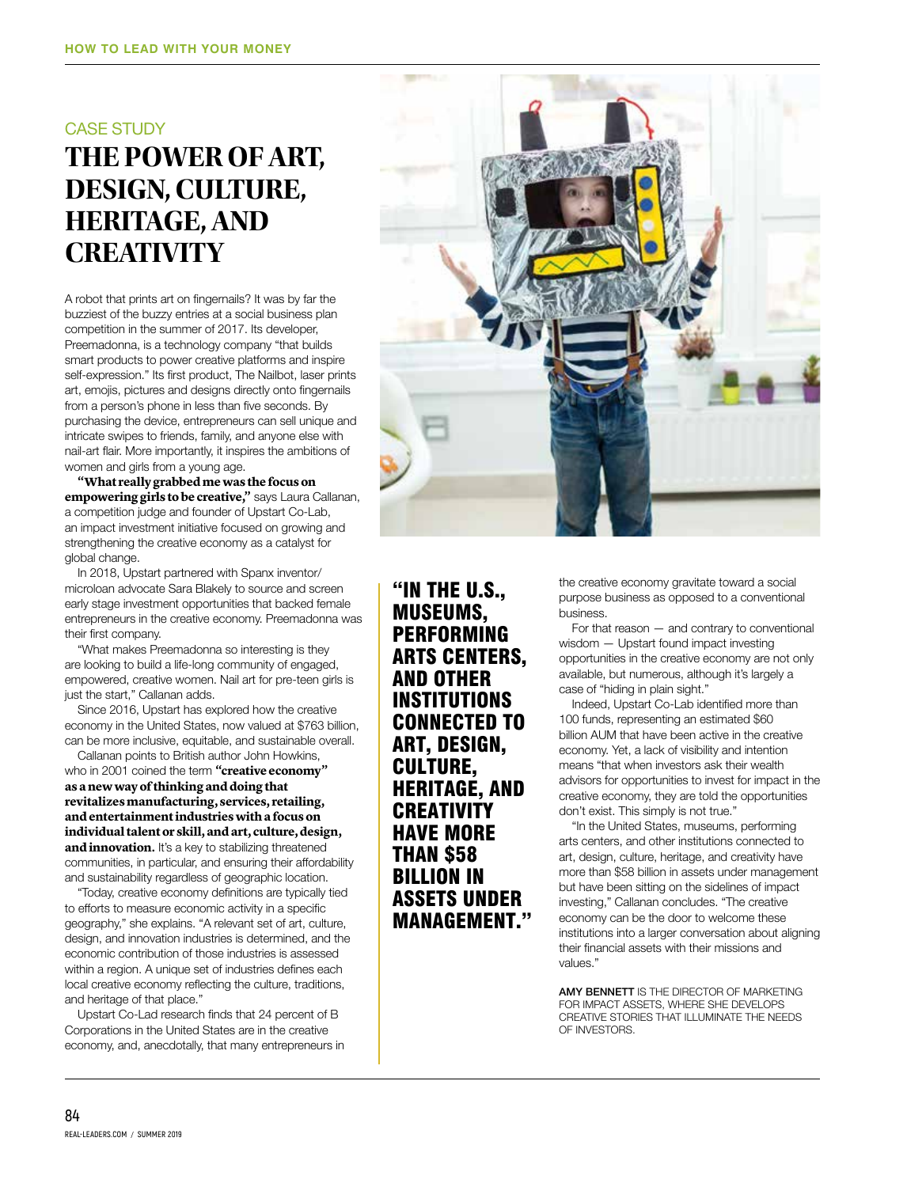CASE STUDY

# THE POWER OF ART, DESIGN, CULTURE, HERITAGE, AND CREATIVITY

A robot that prints art on fingernails? It was by far the buzziest of the buzzy entries at a social business plan competition in the summer of 2017. Its developer, Preemadonna, is a technology company "that builds smart products to power creative platforms and inspire self-expression." Its first product, The Nailbot, laser prints art, emojis, pictures and designs directly onto fingernails from a person's phone in less than five seconds. By purchasing the device, entrepreneurs can sell unique and intricate swipes to friends, family, and anyone else with nail-art flair. More importantly, it inspires the ambitions of women and girls from a young age.

**"What really grabbed me was the focus on empowering girls to be creative,"** says Laura Callanan, a competition judge and founder of Upstart Co-Lab, an impact investment initiative focused on growing and strengthening the creative economy as a catalyst for global change.

In 2018, Upstart partnered with Spanx inventor/microloan advocate Sara Blakely to source and screen early stage investment opportunities that backed female entrepreneurs in the creative economy. Preemadonna was their first company.

"What makes Preemadonna so interesting is they are looking to build a life-long community of engaged, empowered, creative women. Nail art for pre-teen girls is just the start," Callanan adds.

Since 2016, Upstart has explored how the creative economy in the United States, now valued at $763 billion, can be more inclusive, equitable, and sustainable overall.

Callanan points to British author John Howkins, who in 2001 coined the term **"creative economy" as a new way of thinking and doing that revitalizes manufacturing, services, retailing, and entertainment industries with a focus on individual talent or skill, and art, culture, design, and innovation.** It's a key to stabilizing threatened communities, in particular, and ensuring their affordability and sustainability regardless of geographic location.

"Today, creative economy definitions are typically tied to efforts to measure economic activity in a specific geography," she explains. "A relevant set of art, culture, design, and innovation industries is determined, and the economic contribution of those industries is assessed within a region. A unique set of industries defines each local creative economy reflecting the culture, traditions, and heritage of that place."

Upstart Co-Lad research finds that 24 percent of B Corporations in the United States are in the creative economy, and, anecdotally, that many entrepreneurs in the creative economy gravitate toward a social purpose business as opposed to a conventional business.

**"IN THE U.S., MUSEUMS, PERFORMING ARTS CENTERS, AND OTHER INSTITUTIONS CONNECTED TO ART, DESIGN, CULTURE, HERITAGE, AND CREATIVITY HAVE MORE THAN $58 BILLION IN ASSETS UNDER MANAGEMENT."**

For that reason — and contrary to conventional wisdom — Upstart found impact investing opportunities in the creative economy are not only available, but numerous, although it's largely a case of "hiding in plain sight."

Indeed, Upstart Co-Lab identified more than 100 funds, representing an estimated $60 billion AUM that have been active in the creative economy. Yet, a lack of visibility and intention means "that when investors ask their wealth advisors for opportunities to invest for impact in the creative economy, they are told the opportunities don't exist. This simply is not true."

"In the United States, museums, performing arts centers, and other institutions connected to art, design, culture, heritage, and creativity have more than $58 billion in assets under management but have been sitting on the sidelines of impact investing," Callanan concludes. "The creative economy can be the door to welcome these institutions into a larger conversation about aligning their financial assets with their missions and values."

AMY BENNETT IS THE DIRECTOR OF MARKETING FOR IMPACT ASSETS, WHERE SHE DEVELOPS CREATIVE STORIES THAT ILLUMINATE THE NEEDS OF INVESTORS.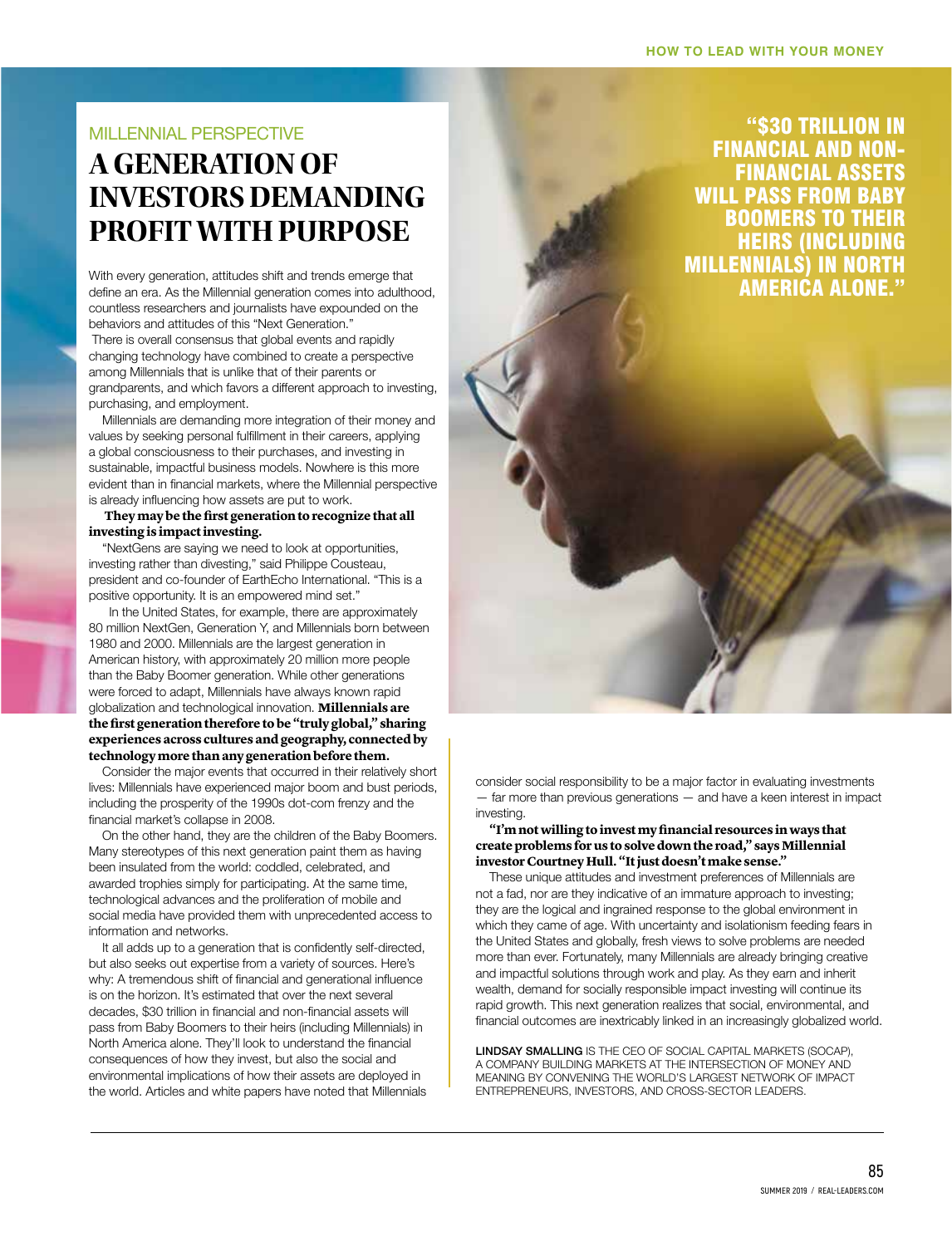MILLENNIAL PERSPECTIVE

# A GENERATION OF INVESTORS DEMANDING PROFIT WITH PURPOSE

With every generation, attitudes shift and trends emerge that define an era. As the Millennial generation comes into adulthood, countless researchers and journalists have expounded on the behaviors and attitudes of this "Next Generation."

There is overall consensus that global events and rapidly changing technology have combined to create a perspective among Millennials that is unlike that of their parents or grandparents, and which favors a different approach to investing, purchasing, and employment.

Millennials are demanding more integration of their money and values by seeking personal fulfillment in their careers, applying a global consciousness to their purchases, and investing in sustainable, impactful business models. Nowhere is this more evident than in financial markets, where the Millennial perspective is already influencing how assets are put to work.

**They may be the first generation to recognize that all investing is impact investing.**

"NextGens are saying we need to look at opportunities, investing rather than divesting," said Philippe Cousteau, president and co-founder of EarthEcho International. "This is a positive opportunity. It is an empowered mind set."

In the United States, for example, there are approximately 80 million NextGen, Generation Y, and Millennials born between 1980 and 2000. Millennials are the largest generation in American history, with approximately 20 million more people than the Baby Boomer generation. While other generations were forced to adapt, Millennials have always known rapid globalization and technological innovation. **Millennials are the first generation therefore to be "truly global," sharing experiences across cultures and geography, connected by technology more than any generation before them.**

Consider the major events that occurred in their relatively short lives: Millennials have experienced major boom and bust periods, including the prosperity of the 1990s dot-com frenzy and the financial market's collapse in 2008.

On the other hand, they are the children of the Baby Boomers. Many stereotypes of this next generation paint them as having been insulated from the world: coddled, celebrated, and awarded trophies simply for participating. At the same time, technological advances and the proliferation of mobile and social media have provided them with unprecedented access to information and networks.

It all adds up to a generation that is confidently self-directed, but also seeks out expertise from a variety of sources. Here's why: A tremendous shift of financial and generational influence is on the horizon. It's estimated that over the next several decades, $30 trillion in financial and non-financial assets will pass from Baby Boomers to their heirs (including Millennials) in North America alone. They'll look to understand the financial consequences of how they invest, but also the social and environmental implications of how their assets are deployed in the world. Articles and white papers have noted that Millennials consider social responsibility to be a major factor in evaluating investments — far more than previous generations — and have a keen interest in impact investing.

> **"$30 TRILLION IN FINANCIAL AND NON-FINANCIAL ASSETS WILL PASS FROM BABY BOOMERS TO THEIR HEIRS (INCLUDING MILLENNIALS) IN NORTH AMERICA ALONE."**

**"I'm not willing to invest my financial resources in ways that create problems for us to solve down the road," says Millennial investor Courtney Hull. "It just doesn't make sense."**

These unique attitudes and investment preferences of Millennials are not a fad, nor are they indicative of an immature approach to investing; they are the logical and ingrained response to the global environment in which they came of age. With uncertainty and isolationism feeding fears in the United States and globally, fresh views to solve problems are needed more than ever. Fortunately, many Millennials are already bringing creative and impactful solutions through work and play. As they earn and inherit wealth, demand for socially responsible impact investing will continue its rapid growth. This next generation realizes that social, environmental, and financial outcomes are inextricably linked in an increasingly globalized world.

**LINDSAY SMALLING** IS THE CEO OF SOCIAL CAPITAL MARKETS (SOCAP), A COMPANY BUILDING MARKETS AT THE INTERSECTION OF MONEY AND MEANING BY CONVENING THE WORLD'S LARGEST NETWORK OF IMPACT ENTREPRENEURS, INVESTORS, AND CROSS-SECTOR LEADERS.